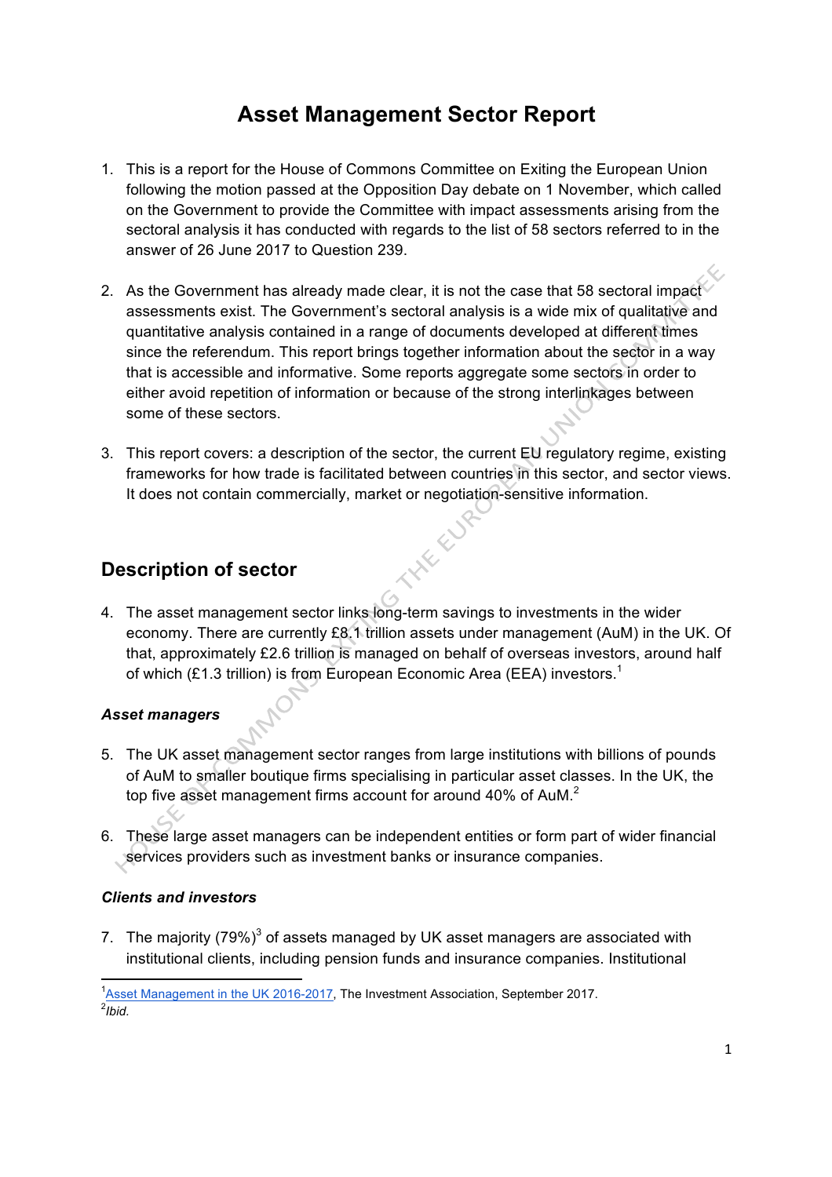# Asset Management Sector Report

1. This is a report for the House of Commons Committee on Exiting the European Union following the motion passed at the Opposition Day debate on 1 November, which called on the Government to provide the Committee with impact assessments arising from the sectoral analysis it has conducted with regards to the list of 58 sectors referred to in the answer of 26 June 2017 to Question 239.

2. As the Government has already made clear, it is not the case that 58 sectoral impact assessments exist. The Government's sectoral analysis is a wide mix of qualitative and quantitative analysis contained in a range of documents developed at different times since the referendum. This report brings together information about the sector in a way that is accessible and informative. Some reports aggregate some sectors in order to either avoid repetition of information or because of the strong interlinkages between some of these sectors.

3. This report covers: a description of the sector, the current EU regulatory regime, existing frameworks for how trade is facilitated between countries in this sector, and sector views. It does not contain commercially, market or negotiation-sensitive information.

## Description of sector

4. The asset management sector links long-term savings to investments in the wider economy. There are currently £8.1 trillion assets under management (AuM) in the UK. Of that, approximately £2.6 trillion is managed on behalf of overseas investors, around half of which (£1.3 trillion) is from European Economic Area (EEA) investors.[1]

### *Asset managers*

5. The UK asset management sector ranges from large institutions with billions of pounds of AuM to smaller boutique firms specialising in particular asset classes. In the UK, the top five asset management firms account for around 40% of AuM.[2]

6. These large asset managers can be independent entities or form part of wider financial services providers such as investment banks or insurance companies.

### *Clients and investors*

7. The majority (79%)[3] of assets managed by UK asset managers are associated with institutional clients, including pension funds and insurance companies. Institutional

---

[1] Asset Management in the UK 2016-2017, The Investment Association, September 2017.

[2] *Ibid.*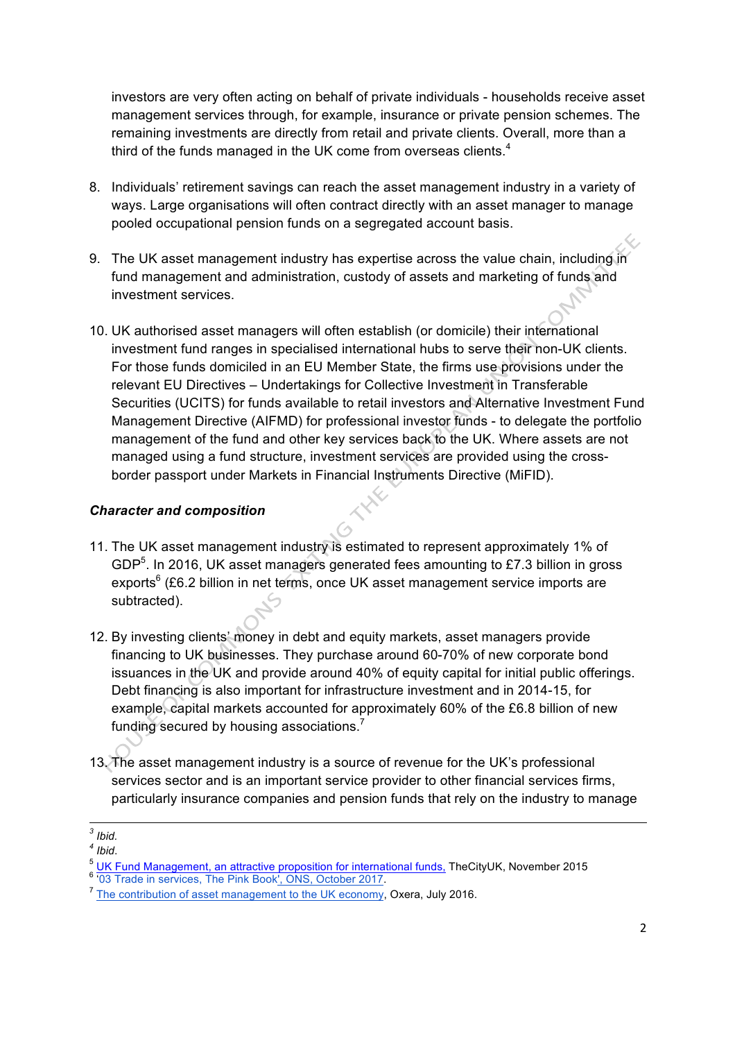investors are very often acting on behalf of private individuals - households receive asset management services through, for example, insurance or private pension schemes. The remaining investments are directly from retail and private clients. Overall, more than a third of the funds managed in the UK come from overseas clients.[4]

8. Individuals' retirement savings can reach the asset management industry in a variety of ways. Large organisations will often contract directly with an asset manager to manage pooled occupational pension funds on a segregated account basis.

9. The UK asset management industry has expertise across the value chain, including in fund management and administration, custody of assets and marketing of funds and investment services.

10. UK authorised asset managers will often establish (or domicile) their international investment fund ranges in specialised international hubs to serve their non-UK clients. For those funds domiciled in an EU Member State, the firms use provisions under the relevant EU Directives – Undertakings for Collective Investment in Transferable Securities (UCITS) for funds available to retail investors and Alternative Investment Fund Management Directive (AIFMD) for professional investor funds - to delegate the portfolio management of the fund and other key services back to the UK. Where assets are not managed using a fund structure, investment services are provided using the cross-border passport under Markets in Financial Instruments Directive (MiFID).

### *Character and composition*

11. The UK asset management industry is estimated to represent approximately 1% of GDP[5]. In 2016, UK asset managers generated fees amounting to £7.3 billion in gross exports[6] (£6.2 billion in net terms, once UK asset management service imports are subtracted).

12. By investing clients' money in debt and equity markets, asset managers provide financing to UK businesses. They purchase around 60-70% of new corporate bond issuances in the UK and provide around 40% of equity capital for initial public offerings. Debt financing is also important for infrastructure investment and in 2014-15, for example, capital markets accounted for approximately 60% of the £6.8 billion of new funding secured by housing associations.[7]

13. The asset management industry is a source of revenue for the UK's professional services sector and is an important service provider to other financial services firms, particularly insurance companies and pension funds that rely on the industry to manage

---

[3] *Ibid.*
[4] *Ibid.*
[5] UK Fund Management, an attractive proposition for international funds, TheCityUK, November 2015
[6] '03 Trade in services, The Pink Book', ONS, October 2017.
[7] The contribution of asset management to the UK economy, Oxera, July 2016.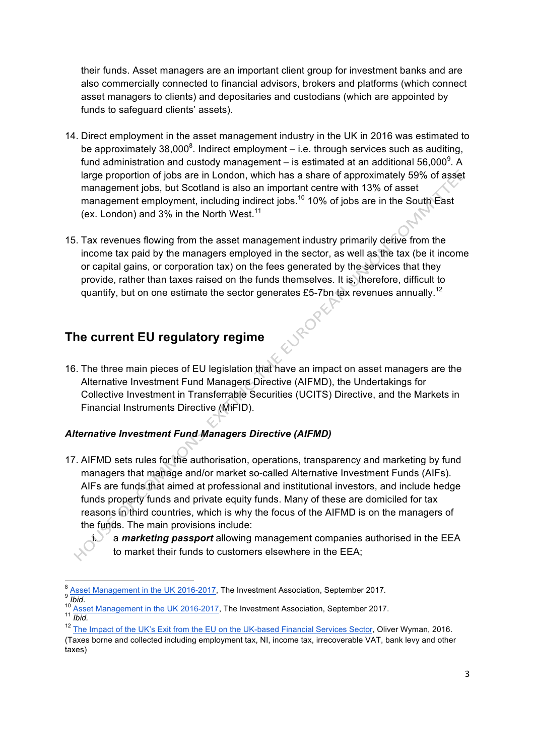their funds. Asset managers are an important client group for investment banks and are also commercially connected to financial advisors, brokers and platforms (which connect asset managers to clients) and depositaries and custodians (which are appointed by funds to safeguard clients' assets).

14. Direct employment in the asset management industry in the UK in 2016 was estimated to be approximately 38,000[8]. Indirect employment – i.e. through services such as auditing, fund administration and custody management – is estimated at an additional 56,000[9]. A large proportion of jobs are in London, which has a share of approximately 59% of asset management jobs, but Scotland is also an important centre with 13% of asset management employment, including indirect jobs.[10] 10% of jobs are in the South East (ex. London) and 3% in the North West.[11]

15. Tax revenues flowing from the asset management industry primarily derive from the income tax paid by the managers employed in the sector, as well as the tax (be it income or capital gains, or corporation tax) on the fees generated by the services that they provide, rather than taxes raised on the funds themselves. It is, therefore, difficult to quantify, but on one estimate the sector generates £5-7bn tax revenues annually.[12]

## The current EU regulatory regime

16. The three main pieces of EU legislation that have an impact on asset managers are the Alternative Investment Fund Managers Directive (AIFMD), the Undertakings for Collective Investment in Transferrable Securities (UCITS) Directive, and the Markets in Financial Instruments Directive (MiFID).

### *Alternative Investment Fund Managers Directive (AIFMD)*

17. AIFMD sets rules for the authorisation, operations, transparency and marketing by fund managers that manage and/or market so-called Alternative Investment Funds (AIFs). AIFs are funds that aimed at professional and institutional investors, and include hedge funds property funds and private equity funds. Many of these are domiciled for tax reasons in third countries, which is why the focus of the AIFMD is on the managers of the funds. The main provisions include:

    i. a ***marketing passport*** allowing management companies authorised in the EEA to market their funds to customers elsewhere in the EEA;

---

[8] Asset Management in the UK 2016-2017, The Investment Association, September 2017.
[9] *Ibid.*
[10] Asset Management in the UK 2016-2017, The Investment Association, September 2017.
[11] *Ibid.*
[12] The Impact of the UK's Exit from the EU on the UK-based Financial Services Sector, Oliver Wyman, 2016. (Taxes borne and collected including employment tax, NI, income tax, irrecoverable VAT, bank levy and other taxes)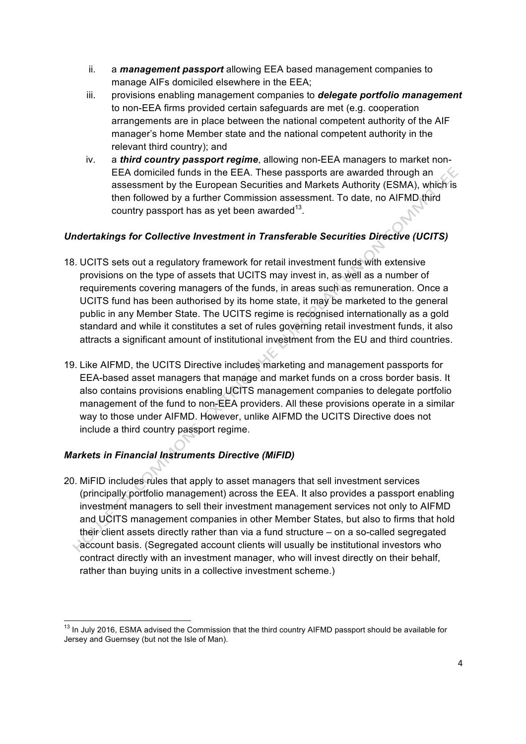ii. a ***management passport*** allowing EEA based management companies to manage AIFs domiciled elsewhere in the EEA;

iii. provisions enabling management companies to ***delegate portfolio management*** to non-EEA firms provided certain safeguards are met (e.g. cooperation arrangements are in place between the national competent authority of the AIF manager's home Member state and the national competent authority in the relevant third country); and

iv. a ***third country passport regime***, allowing non-EEA managers to market non-EEA domiciled funds in the EEA. These passports are awarded through an assessment by the European Securities and Markets Authority (ESMA), which is then followed by a further Commission assessment. To date, no AIFMD third country passport has as yet been awarded[13].

### *Undertakings for Collective Investment in Transferable Securities Directive (UCITS)*

18. UCITS sets out a regulatory framework for retail investment funds with extensive provisions on the type of assets that UCITS may invest in, as well as a number of requirements covering managers of the funds, in areas such as remuneration. Once a UCITS fund has been authorised by its home state, it may be marketed to the general public in any Member State. The UCITS regime is recognised internationally as a gold standard and while it constitutes a set of rules governing retail investment funds, it also attracts a significant amount of institutional investment from the EU and third countries.

19. Like AIFMD, the UCITS Directive includes marketing and management passports for EEA-based asset managers that manage and market funds on a cross border basis. It also contains provisions enabling UCITS management companies to delegate portfolio management of the fund to non-EEA providers. All these provisions operate in a similar way to those under AIFMD. However, unlike AIFMD the UCITS Directive does not include a third country passport regime.

### *Markets in Financial Instruments Directive (MiFID)*

20. MiFID includes rules that apply to asset managers that sell investment services (principally portfolio management) across the EEA. It also provides a passport enabling investment managers to sell their investment management services not only to AIFMD and UCITS management companies in other Member States, but also to firms that hold their client assets directly rather than via a fund structure – on a so-called segregated account basis. (Segregated account clients will usually be institutional investors who contract directly with an investment manager, who will invest directly on their behalf, rather than buying units in a collective investment scheme.)

---

[13] In July 2016, ESMA advised the Commission that the third country AIFMD passport should be available for Jersey and Guernsey (but not the Isle of Man).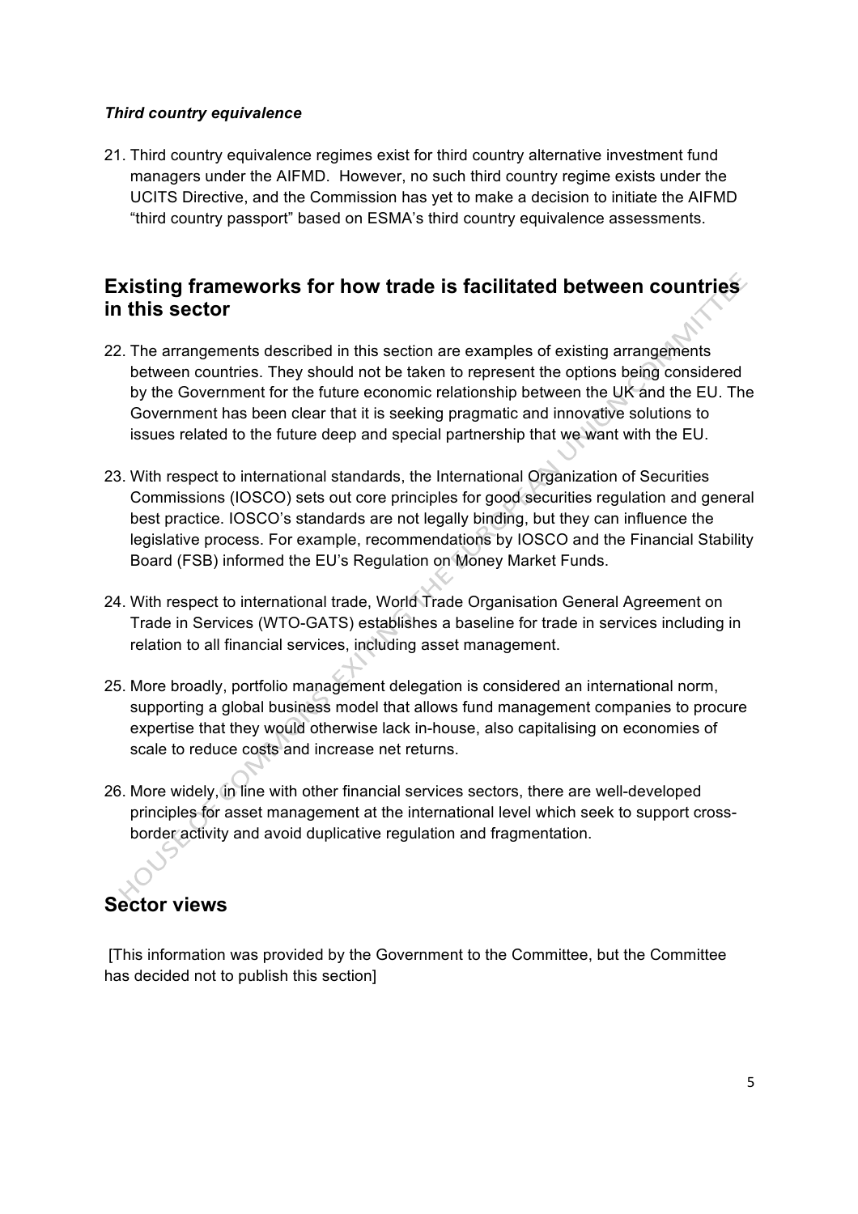***Third country equivalence***

21. Third country equivalence regimes exist for third country alternative investment fund managers under the AIFMD. However, no such third country regime exists under the UCITS Directive, and the Commission has yet to make a decision to initiate the AIFMD "third country passport" based on ESMA's third country equivalence assessments.

## Existing frameworks for how trade is facilitated between countries in this sector

22. The arrangements described in this section are examples of existing arrangements between countries. They should not be taken to represent the options being considered by the Government for the future economic relationship between the UK and the EU. The Government has been clear that it is seeking pragmatic and innovative solutions to issues related to the future deep and special partnership that we want with the EU.

23. With respect to international standards, the International Organization of Securities Commissions (IOSCO) sets out core principles for good securities regulation and general best practice. IOSCO's standards are not legally binding, but they can influence the legislative process. For example, recommendations by IOSCO and the Financial Stability Board (FSB) informed the EU's Regulation on Money Market Funds.

24. With respect to international trade, World Trade Organisation General Agreement on Trade in Services (WTO-GATS) establishes a baseline for trade in services including in relation to all financial services, including asset management.

25. More broadly, portfolio management delegation is considered an international norm, supporting a global business model that allows fund management companies to procure expertise that they would otherwise lack in-house, also capitalising on economies of scale to reduce costs and increase net returns.

26. More widely, in line with other financial services sectors, there are well-developed principles for asset management at the international level which seek to support cross-border activity and avoid duplicative regulation and fragmentation.

## Sector views

[This information was provided by the Government to the Committee, but the Committee has decided not to publish this section]